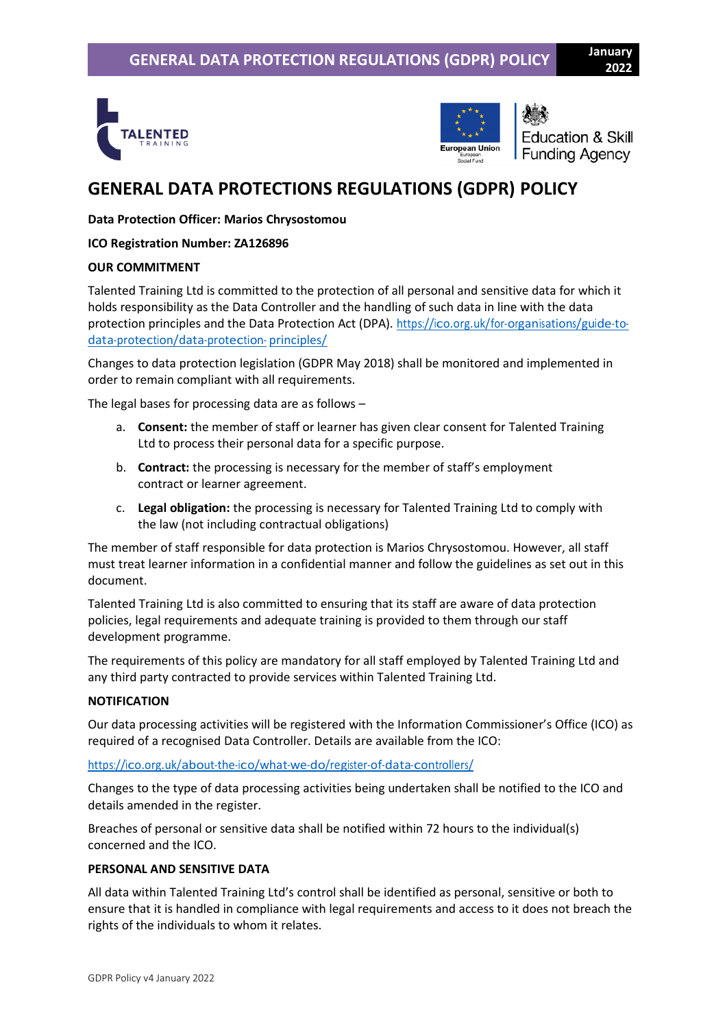# GENERAL DATA PROTECTIONS REGULATIONS (GDPR) POLICY

**Data Protection Officer: Marios Chrysostomou**

**ICO Registration Number: ZA126896**

**OUR COMMITMENT**

Talented Training Ltd is committed to the protection of all personal and sensitive data for which it holds responsibility as the Data Controller and the handling of such data in line with the data protection principles and the Data Protection Act (DPA). https://ico.org.uk/for-organisations/guide-to-data-protection/data-protection-principles/

Changes to data protection legislation (GDPR May 2018) shall be monitored and implemented in order to remain compliant with all requirements.

The legal bases for processing data are as follows –

a. **Consent:** the member of staff or learner has given clear consent for Talented Training Ltd to process their personal data for a specific purpose.

b. **Contract:** the processing is necessary for the member of staff's employment contract or learner agreement.

c. **Legal obligation:** the processing is necessary for Talented Training Ltd to comply with the law (not including contractual obligations)

The member of staff responsible for data protection is Marios Chrysostomou. However, all staff must treat learner information in a confidential manner and follow the guidelines as set out in this document.

Talented Training Ltd is also committed to ensuring that its staff are aware of data protection policies, legal requirements and adequate training is provided to them through our staff development programme.

The requirements of this policy are mandatory for all staff employed by Talented Training Ltd and any third party contracted to provide services within Talented Training Ltd.

**NOTIFICATION**

Our data processing activities will be registered with the Information Commissioner's Office (ICO) as required of a recognised Data Controller. Details are available from the ICO:

https://ico.org.uk/about-the-ico/what-we-do/register-of-data-controllers/

Changes to the type of data processing activities being undertaken shall be notified to the ICO and details amended in the register.

Breaches of personal or sensitive data shall be notified within 72 hours to the individual(s) concerned and the ICO.

**PERSONAL AND SENSITIVE DATA**

All data within Talented Training Ltd's control shall be identified as personal, sensitive or both to ensure that it is handled in compliance with legal requirements and access to it does not breach the rights of the individuals to whom it relates.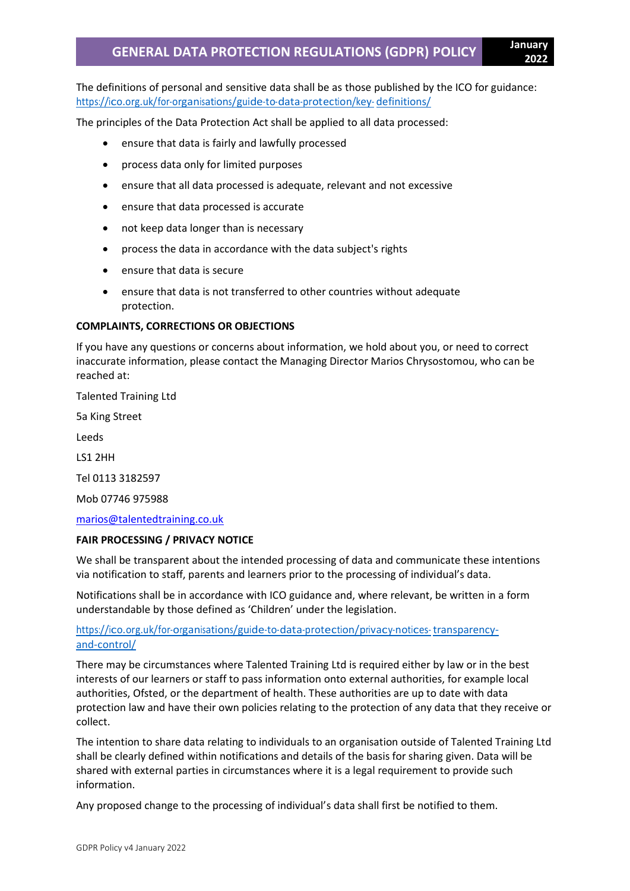The definitions of personal and sensitive data shall be as those published by the ICO for guidance: [https://ico.org.uk/for-organisations/guide-to-data-protection/key- definitions/](https://ico.org.uk/for-organisations/guide-to-data-protection/key-definitions/)

The principles of the Data Protection Act shall be applied to all data processed:

- ensure that data is fairly and lawfully processed
- process data only for limited purposes
- ensure that all data processed is adequate, relevant and not excessive
- ensure that data processed is accurate
- not keep data longer than is necessary
- process the data in accordance with the data subject's rights
- ensure that data is secure
- ensure that data is not transferred to other countries without adequate protection.

**COMPLAINTS, CORRECTIONS OR OBJECTIONS**

If you have any questions or concerns about information, we hold about you, or need to correct inaccurate information, please contact the Managing Director Marios Chrysostomou, who can be reached at:

Talented Training Ltd

5a King Street

Leeds

LS1 2HH

Tel 0113 3182597

Mob 07746 975988

[marios@talentedtraining.co.uk](mailto:marios@talentedtraining.co.uk)

**FAIR PROCESSING / PRIVACY NOTICE**

We shall be transparent about the intended processing of data and communicate these intentions via notification to staff, parents and learners prior to the processing of individual's data.

Notifications shall be in accordance with ICO guidance and, where relevant, be written in a form understandable by those defined as 'Children' under the legislation.

[https://ico.org.uk/for-organisations/guide-to-data-protection/privacy-notices- transparency-and-control/](https://ico.org.uk/for-organisations/guide-to-data-protection/privacy-notices-transparency-and-control/)

There may be circumstances where Talented Training Ltd is required either by law or in the best interests of our learners or staff to pass information onto external authorities, for example local authorities, Ofsted, or the department of health. These authorities are up to date with data protection law and have their own policies relating to the protection of any data that they receive or collect.

The intention to share data relating to individuals to an organisation outside of Talented Training Ltd shall be clearly defined within notifications and details of the basis for sharing given. Data will be shared with external parties in circumstances where it is a legal requirement to provide such information.

Any proposed change to the processing of individual's data shall first be notified to them.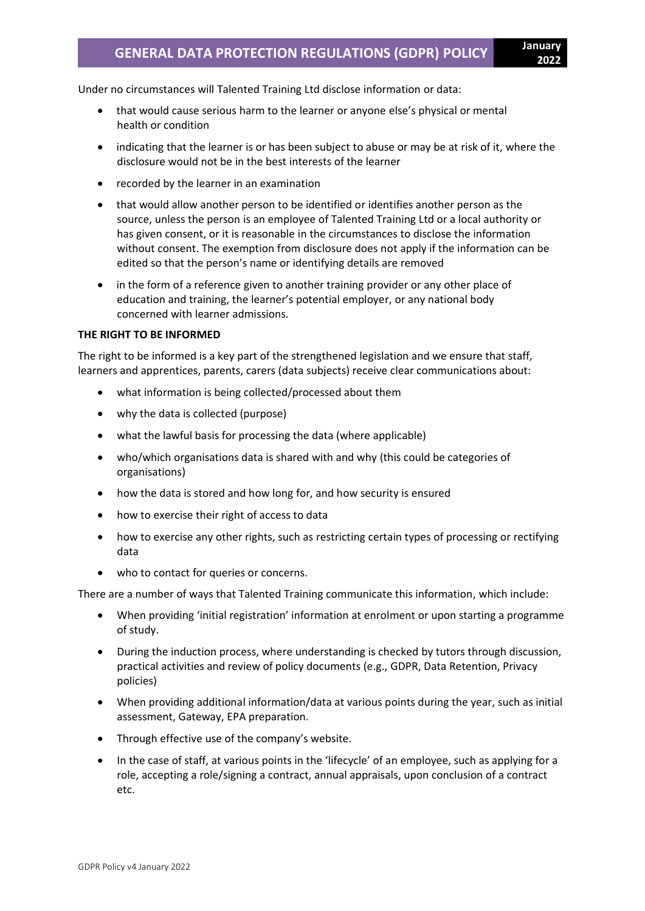Under no circumstances will Talented Training Ltd disclose information or data:

- that would cause serious harm to the learner or anyone else's physical or mental health or condition
- indicating that the learner is or has been subject to abuse or may be at risk of it, where the disclosure would not be in the best interests of the learner
- recorded by the learner in an examination
- that would allow another person to be identified or identifies another person as the source, unless the person is an employee of Talented Training Ltd or a local authority or has given consent, or it is reasonable in the circumstances to disclose the information without consent. The exemption from disclosure does not apply if the information can be edited so that the person's name or identifying details are removed
- in the form of a reference given to another training provider or any other place of education and training, the learner's potential employer, or any national body concerned with learner admissions.

**THE RIGHT TO BE INFORMED**

The right to be informed is a key part of the strengthened legislation and we ensure that staff, learners and apprentices, parents, carers (data subjects) receive clear communications about:

- what information is being collected/processed about them
- why the data is collected (purpose)
- what the lawful basis for processing the data (where applicable)
- who/which organisations data is shared with and why (this could be categories of organisations)
- how the data is stored and how long for, and how security is ensured
- how to exercise their right of access to data
- how to exercise any other rights, such as restricting certain types of processing or rectifying data
- who to contact for queries or concerns.

There are a number of ways that Talented Training communicate this information, which include:

- When providing 'initial registration' information at enrolment or upon starting a programme of study.
- During the induction process, where understanding is checked by tutors through discussion, practical activities and review of policy documents (e.g., GDPR, Data Retention, Privacy policies)
- When providing additional information/data at various points during the year, such as initial assessment, Gateway, EPA preparation.
- Through effective use of the company's website.
- In the case of staff, at various points in the 'lifecycle' of an employee, such as applying for a role, accepting a role/signing a contract, annual appraisals, upon conclusion of a contract etc.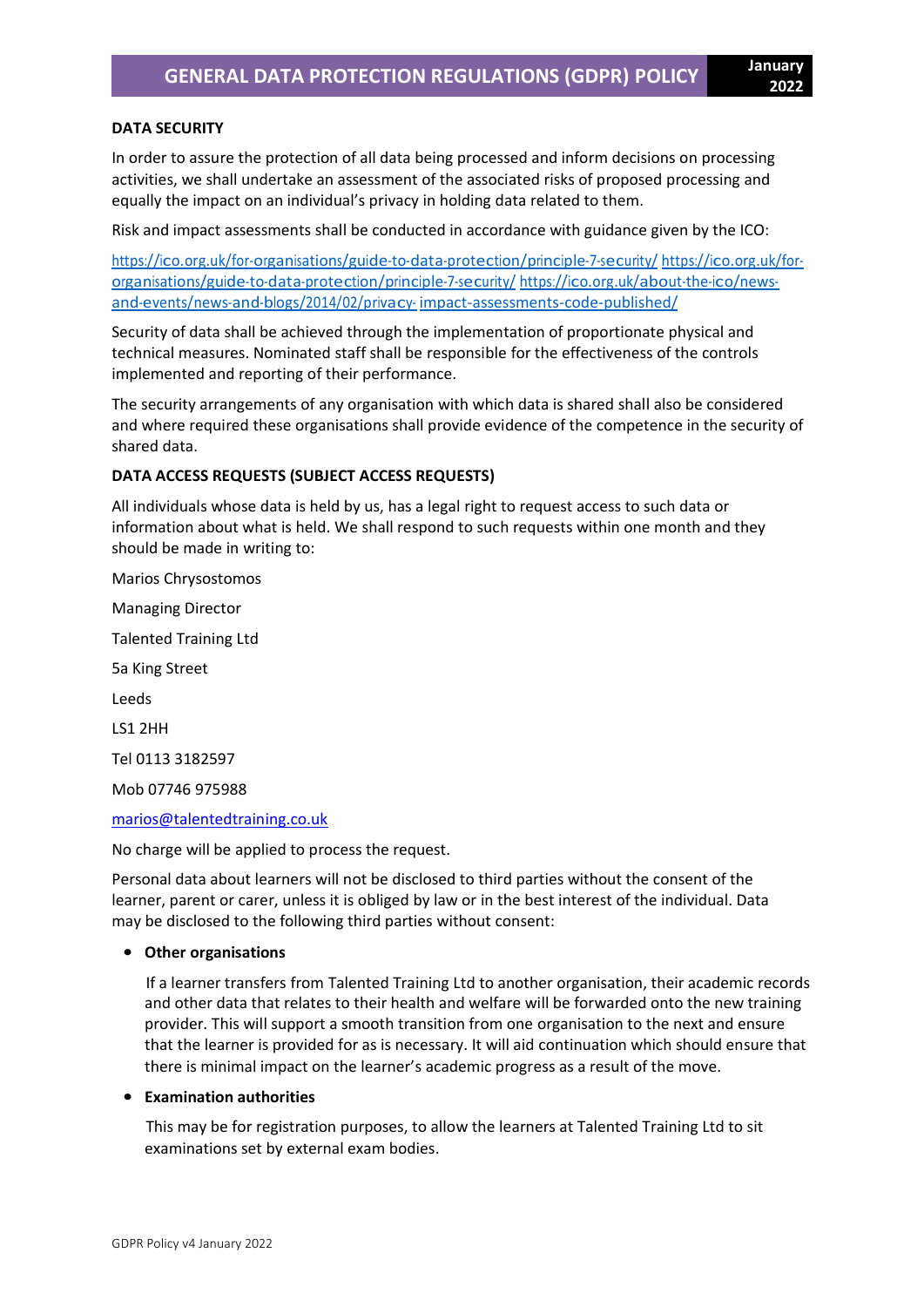**DATA SECURITY**

In order to assure the protection of all data being processed and inform decisions on processing activities, we shall undertake an assessment of the associated risks of proposed processing and equally the impact on an individual's privacy in holding data related to them.

Risk and impact assessments shall be conducted in accordance with guidance given by the ICO:

https://ico.org.uk/for-organisations/guide-to-data-protection/principle-7-security/ https://ico.org.uk/for-organisations/guide-to-data-protection/principle-7-security/ https://ico.org.uk/about-the-ico/news-and-events/news-and-blogs/2014/02/privacy- impact-assessments-code-published/

Security of data shall be achieved through the implementation of proportionate physical and technical measures. Nominated staff shall be responsible for the effectiveness of the controls implemented and reporting of their performance.

The security arrangements of any organisation with which data is shared shall also be considered and where required these organisations shall provide evidence of the competence in the security of shared data.

**DATA ACCESS REQUESTS (SUBJECT ACCESS REQUESTS)**

All individuals whose data is held by us, has a legal right to request access to such data or information about what is held. We shall respond to such requests within one month and they should be made in writing to:

Marios Chrysostomos

Managing Director

Talented Training Ltd

5a King Street

Leeds

LS1 2HH

Tel 0113 3182597

Mob 07746 975988

marios@talentedtraining.co.uk

No charge will be applied to process the request.

Personal data about learners will not be disclosed to third parties without the consent of the learner, parent or carer, unless it is obliged by law or in the best interest of the individual. Data may be disclosed to the following third parties without consent:

- **Other organisations**

  If a learner transfers from Talented Training Ltd to another organisation, their academic records and other data that relates to their health and welfare will be forwarded onto the new training provider. This will support a smooth transition from one organisation to the next and ensure that the learner is provided for as is necessary. It will aid continuation which should ensure that there is minimal impact on the learner's academic progress as a result of the move.

- **Examination authorities**

  This may be for registration purposes, to allow the learners at Talented Training Ltd to sit examinations set by external exam bodies.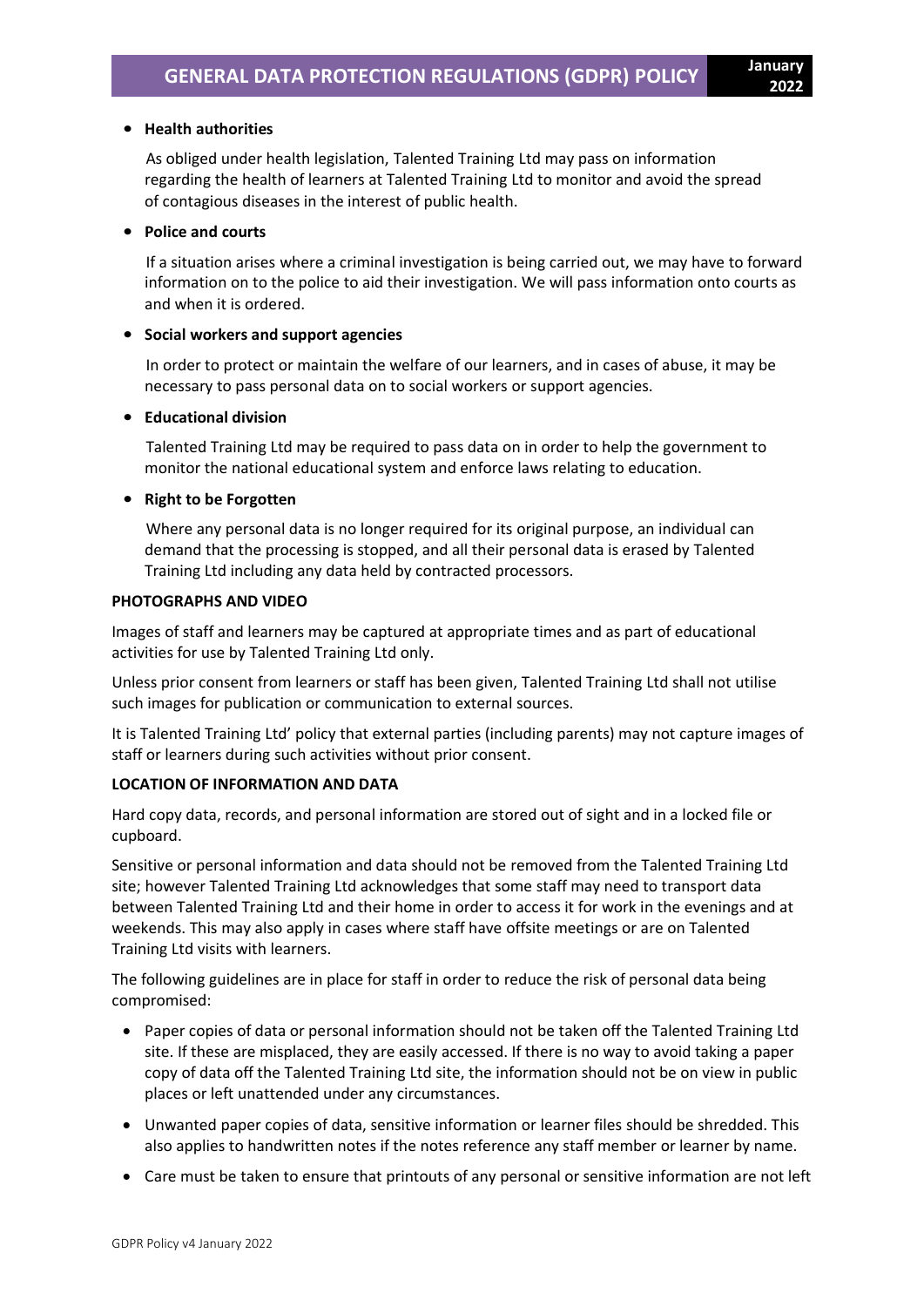- **Health authorities**

  As obliged under health legislation, Talented Training Ltd may pass on information regarding the health of learners at Talented Training Ltd to monitor and avoid the spread of contagious diseases in the interest of public health.

- **Police and courts**

  If a situation arises where a criminal investigation is being carried out, we may have to forward information on to the police to aid their investigation. We will pass information onto courts as and when it is ordered.

- **Social workers and support agencies**

  In order to protect or maintain the welfare of our learners, and in cases of abuse, it may be necessary to pass personal data on to social workers or support agencies.

- **Educational division**

  Talented Training Ltd may be required to pass data on in order to help the government to monitor the national educational system and enforce laws relating to education.

- **Right to be Forgotten**

  Where any personal data is no longer required for its original purpose, an individual can demand that the processing is stopped, and all their personal data is erased by Talented Training Ltd including any data held by contracted processors.

**PHOTOGRAPHS AND VIDEO**

Images of staff and learners may be captured at appropriate times and as part of educational activities for use by Talented Training Ltd only.

Unless prior consent from learners or staff has been given, Talented Training Ltd shall not utilise such images for publication or communication to external sources.

It is Talented Training Ltd' policy that external parties (including parents) may not capture images of staff or learners during such activities without prior consent.

**LOCATION OF INFORMATION AND DATA**

Hard copy data, records, and personal information are stored out of sight and in a locked file or cupboard.

Sensitive or personal information and data should not be removed from the Talented Training Ltd site; however Talented Training Ltd acknowledges that some staff may need to transport data between Talented Training Ltd and their home in order to access it for work in the evenings and at weekends. This may also apply in cases where staff have offsite meetings or are on Talented Training Ltd visits with learners.

The following guidelines are in place for staff in order to reduce the risk of personal data being compromised:

- Paper copies of data or personal information should not be taken off the Talented Training Ltd site. If these are misplaced, they are easily accessed. If there is no way to avoid taking a paper copy of data off the Talented Training Ltd site, the information should not be on view in public places or left unattended under any circumstances.
- Unwanted paper copies of data, sensitive information or learner files should be shredded. This also applies to handwritten notes if the notes reference any staff member or learner by name.
- Care must be taken to ensure that printouts of any personal or sensitive information are not left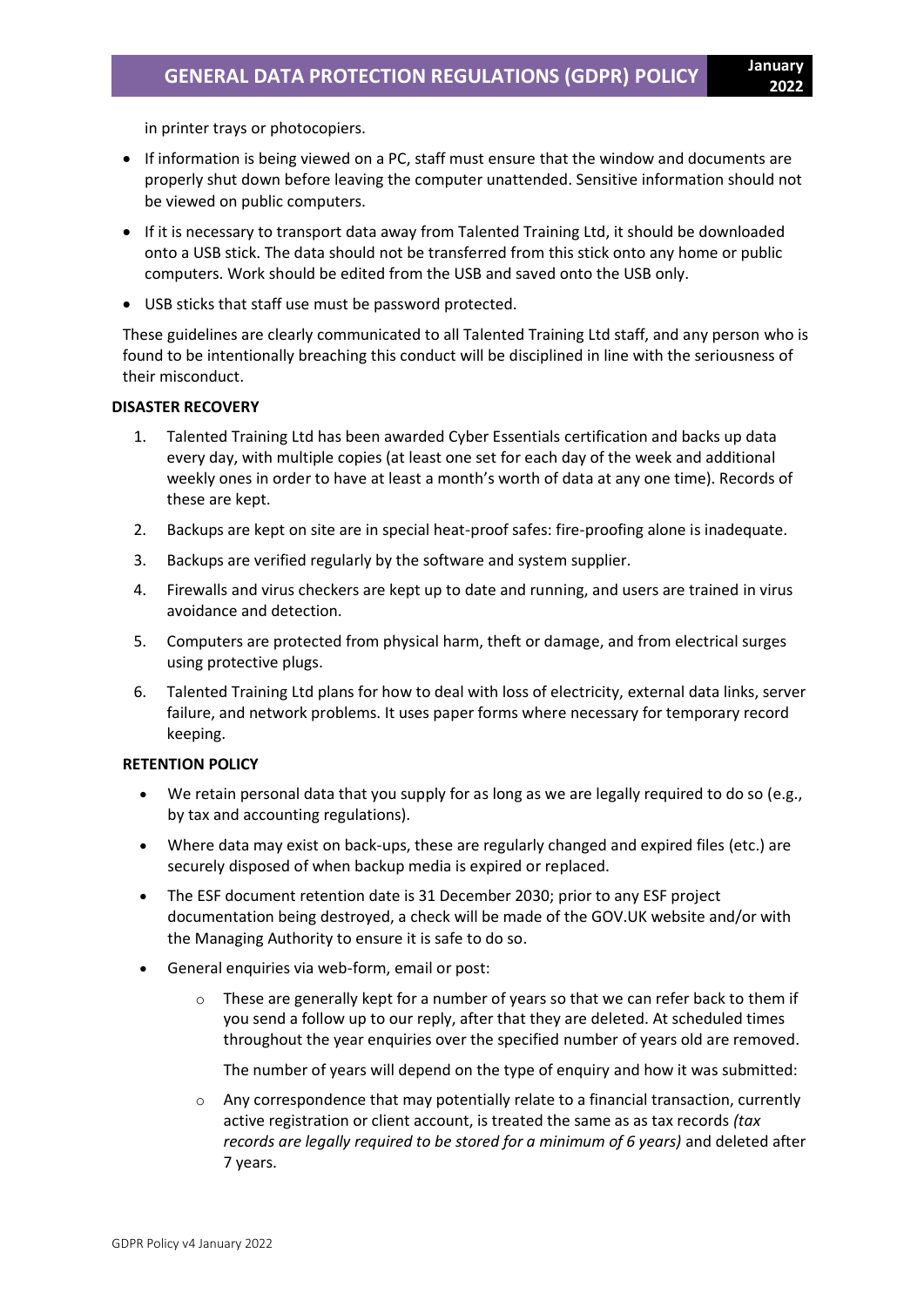in printer trays or photocopiers.

- If information is being viewed on a PC, staff must ensure that the window and documents are properly shut down before leaving the computer unattended. Sensitive information should not be viewed on public computers.
- If it is necessary to transport data away from Talented Training Ltd, it should be downloaded onto a USB stick. The data should not be transferred from this stick onto any home or public computers. Work should be edited from the USB and saved onto the USB only.
- USB sticks that staff use must be password protected.

These guidelines are clearly communicated to all Talented Training Ltd staff, and any person who is found to be intentionally breaching this conduct will be disciplined in line with the seriousness of their misconduct.

**DISASTER RECOVERY**

1. Talented Training Ltd has been awarded Cyber Essentials certification and backs up data every day, with multiple copies (at least one set for each day of the week and additional weekly ones in order to have at least a month's worth of data at any one time). Records of these are kept.
2. Backups are kept on site are in special heat-proof safes: fire-proofing alone is inadequate.
3. Backups are verified regularly by the software and system supplier.
4. Firewalls and virus checkers are kept up to date and running, and users are trained in virus avoidance and detection.
5. Computers are protected from physical harm, theft or damage, and from electrical surges using protective plugs.
6. Talented Training Ltd plans for how to deal with loss of electricity, external data links, server failure, and network problems. It uses paper forms where necessary for temporary record keeping.

**RETENTION POLICY**

- We retain personal data that you supply for as long as we are legally required to do so (e.g., by tax and accounting regulations).
- Where data may exist on back-ups, these are regularly changed and expired files (etc.) are securely disposed of when backup media is expired or replaced.
- The ESF document retention date is 31 December 2030; prior to any ESF project documentation being destroyed, a check will be made of the GOV.UK website and/or with the Managing Authority to ensure it is safe to do so.
- General enquiries via web-form, email or post:
    - These are generally kept for a number of years so that we can refer back to them if you send a follow up to our reply, after that they are deleted. At scheduled times throughout the year enquiries over the specified number of years old are removed.

      The number of years will depend on the type of enquiry and how it was submitted:
    - Any correspondence that may potentially relate to a financial transaction, currently active registration or client account, is treated the same as as tax records *(tax records are legally required to be stored for a minimum of 6 years)* and deleted after 7 years.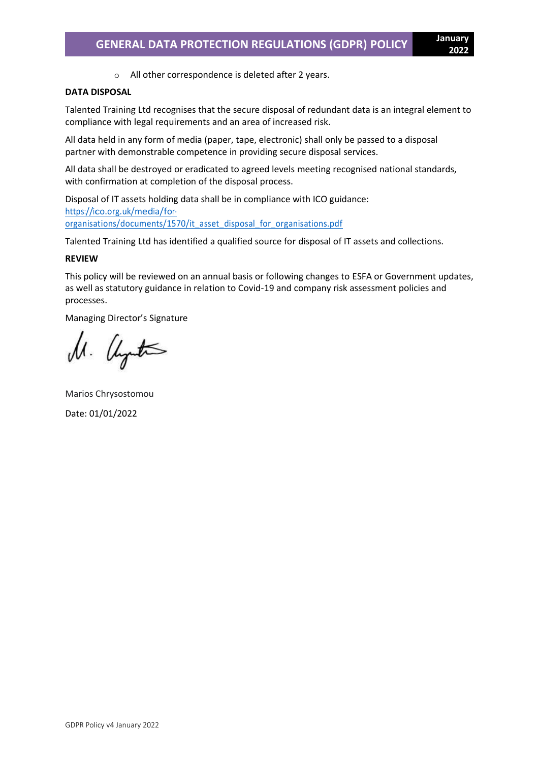- All other correspondence is deleted after 2 years.

**DATA DISPOSAL**

Talented Training Ltd recognises that the secure disposal of redundant data is an integral element to compliance with legal requirements and an area of increased risk.

All data held in any form of media (paper, tape, electronic) shall only be passed to a disposal partner with demonstrable competence in providing secure disposal services.

All data shall be destroyed or eradicated to agreed levels meeting recognised national standards, with confirmation at completion of the disposal process.

Disposal of IT assets holding data shall be in compliance with ICO guidance: [https://ico.org.uk/media/for-organisations/documents/1570/it_asset_disposal_for_organisations.pdf](https://ico.org.uk/media/for-organisations/documents/1570/it_asset_disposal_for_organisations.pdf)

Talented Training Ltd has identified a qualified source for disposal of IT assets and collections.

**REVIEW**

This policy will be reviewed on an annual basis or following changes to ESFA or Government updates, as well as statutory guidance in relation to Covid-19 and company risk assessment policies and processes.

Managing Director's Signature

Marios Chrysostomou

Date: 01/01/2022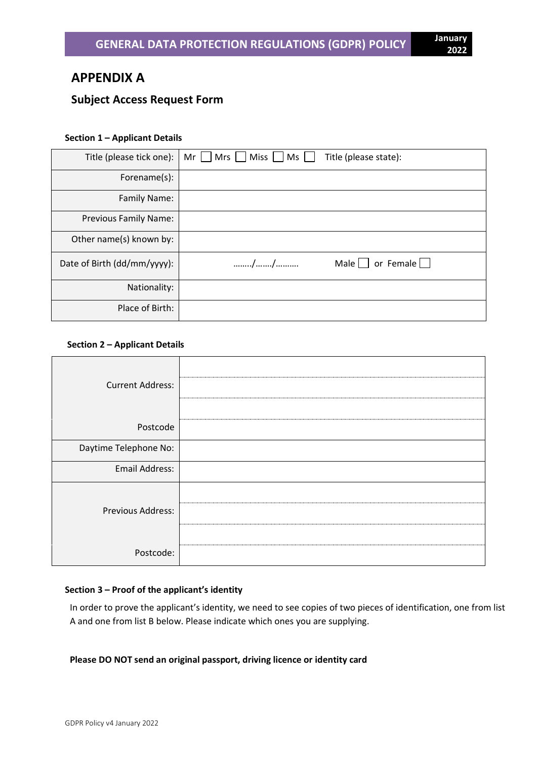## APPENDIX A

### Subject Access Request Form

**Section 1 – Applicant Details**

| | |
|---|---|
| Title (please tick one): | Mr ☐ Mrs ☐ Miss ☐ Ms ☐ Title (please state): |
| Forename(s): | |
| Family Name: | |
| Previous Family Name: | |
| Other name(s) known by: | |
| Date of Birth (dd/mm/yyyy): | ……../……./………. Male ☐ or Female ☐ |
| Nationality: | |
| Place of Birth: | |

**Section 2 – Applicant Details**

| | |
|---|---|
| Current Address: | |
| | |
| | |
| Postcode | |
| Daytime Telephone No: | |
| Email Address: | |
| Previous Address: | |
| | |
| | |
| Postcode: | |

**Section 3 – Proof of the applicant's identity**

In order to prove the applicant's identity, we need to see copies of two pieces of identification, one from list A and one from list B below. Please indicate which ones you are supplying.

**Please DO NOT send an original passport, driving licence or identity card**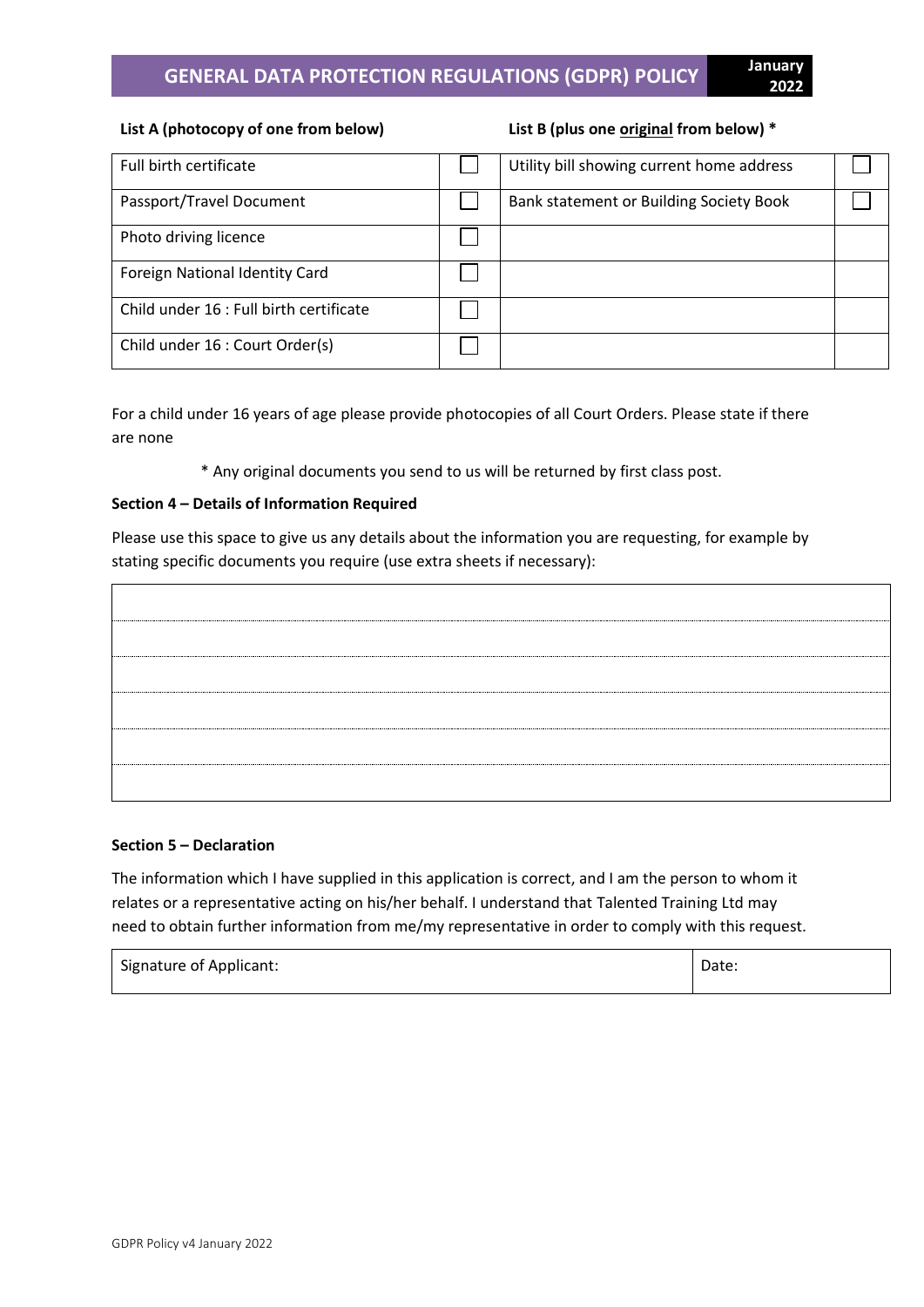| List A (photocopy of one from below) | | List B (plus one original from below) * | |
|---|---|---|---|
| Full birth certificate | ☐ | Utility bill showing current home address | ☐ |
| Passport/Travel Document | ☐ | Bank statement or Building Society Book | ☐ |
| Photo driving licence | ☐ | | |
| Foreign National Identity Card | ☐ | | |
| Child under 16 : Full birth certificate | ☐ | | |
| Child under 16 : Court Order(s) | ☐ | | |

For a child under 16 years of age please provide photocopies of all Court Orders. Please state if there are none

\* Any original documents you send to us will be returned by first class post.

**Section 4 – Details of Information Required**

Please use this space to give us any details about the information you are requesting, for example by stating specific documents you require (use extra sheets if necessary):

| |
|---|
| |
| |
| |
| |
| |
| |

**Section 5 – Declaration**

The information which I have supplied in this application is correct, and I am the person to whom it relates or a representative acting on his/her behalf. I understand that Talented Training Ltd may need to obtain further information from me/my representative in order to comply with this request.

| Signature of Applicant: | Date: |
|---|---|